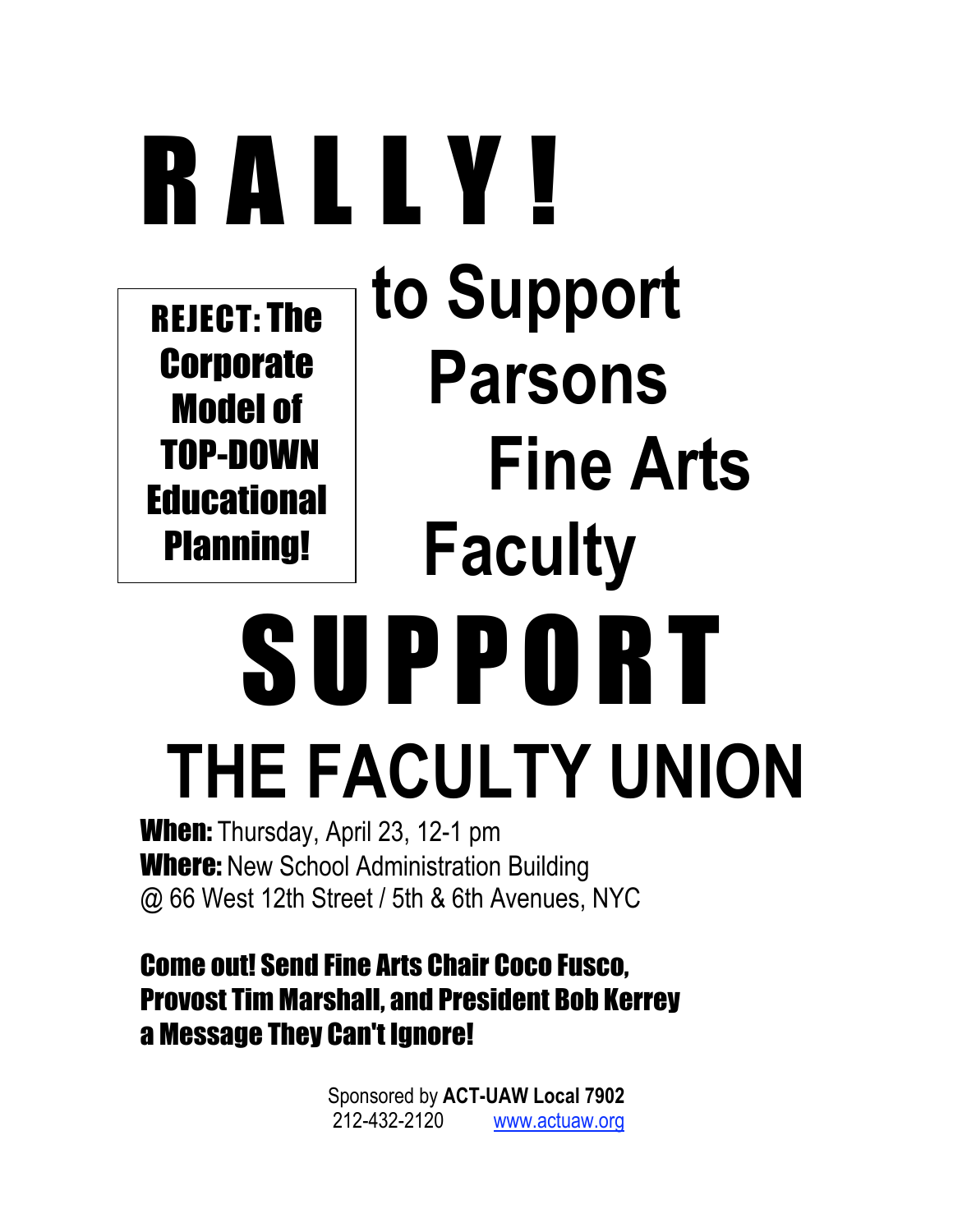# RALLY!

**REJECT: The Corporate Model of TOP-DOWN Educational Planning!**

## to Support Parsons Fine Arts Faculty

# SUPPORT

## THE FACULTY UNION

**When:** Thursday, April 23, 12-1 pm
**Where:** New School Administration Building
@ 66 West 12th Street / 5th & 6th Avenues, NYC

**Come out! Send Fine Arts Chair Coco Fusco, Provost Tim Marshall, and President Bob Kerrey a Message They Can't Ignore!**

Sponsored by **ACT-UAW Local 7902**
212-432-2120 www.actuaw.org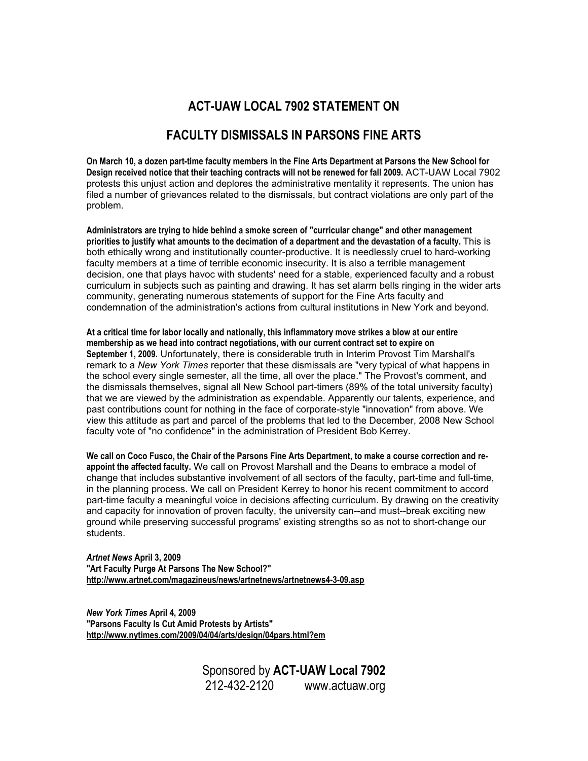# ACT-UAW LOCAL 7902 STATEMENT ON

# FACULTY DISMISSALS IN PARSONS FINE ARTS

**On March 10, a dozen part-time faculty members in the Fine Arts Department at Parsons the New School for Design received notice that their teaching contracts will not be renewed for fall 2009.** ACT-UAW Local 7902 protests this unjust action and deplores the administrative mentality it represents. The union has filed a number of grievances related to the dismissals, but contract violations are only part of the problem.

**Administrators are trying to hide behind a smoke screen of "curricular change" and other management priorities to justify what amounts to the decimation of a department and the devastation of a faculty.** This is both ethically wrong and institutionally counter-productive. It is needlessly cruel to hard-working faculty members at a time of terrible economic insecurity. It is also a terrible management decision, one that plays havoc with students' need for a stable, experienced faculty and a robust curriculum in subjects such as painting and drawing. It has set alarm bells ringing in the wider arts community, generating numerous statements of support for the Fine Arts faculty and condemnation of the administration's actions from cultural institutions in New York and beyond.

**At a critical time for labor locally and nationally, this inflammatory move strikes a blow at our entire membership as we head into contract negotiations, with our current contract set to expire on September 1, 2009.** Unfortunately, there is considerable truth in Interim Provost Tim Marshall's remark to a *New York Times* reporter that these dismissals are "very typical of what happens in the school every single semester, all the time, all over the place." The Provost's comment, and the dismissals themselves, signal all New School part-timers (89% of the total university faculty) that we are viewed by the administration as expendable. Apparently our talents, experience, and past contributions count for nothing in the face of corporate-style "innovation" from above. We view this attitude as part and parcel of the problems that led to the December, 2008 New School faculty vote of "no confidence" in the administration of President Bob Kerrey.

**We call on Coco Fusco, the Chair of the Parsons Fine Arts Department, to make a course correction and re-appoint the affected faculty.** We call on Provost Marshall and the Deans to embrace a model of change that includes substantive involvement of all sectors of the faculty, part-time and full-time, in the planning process. We call on President Kerrey to honor his recent commitment to accord part-time faculty a meaningful voice in decisions affecting curriculum. By drawing on the creativity and capacity for innovation of proven faculty, the university can--and must--break exciting new ground while preserving successful programs' existing strengths so as not to short-change our students.

***Artnet News* April 3, 2009**
**"Art Faculty Purge At Parsons The New School?"**
**http://www.artnet.com/magazineus/news/artnetnews/artnetnews4-3-09.asp**

***New York Times* April 4, 2009**
**"Parsons Faculty Is Cut Amid Protests by Artists"**
**http://www.nytimes.com/2009/04/04/arts/design/04pars.html?em**

Sponsored by **ACT-UAW Local 7902**
212-432-2120 www.actuaw.org